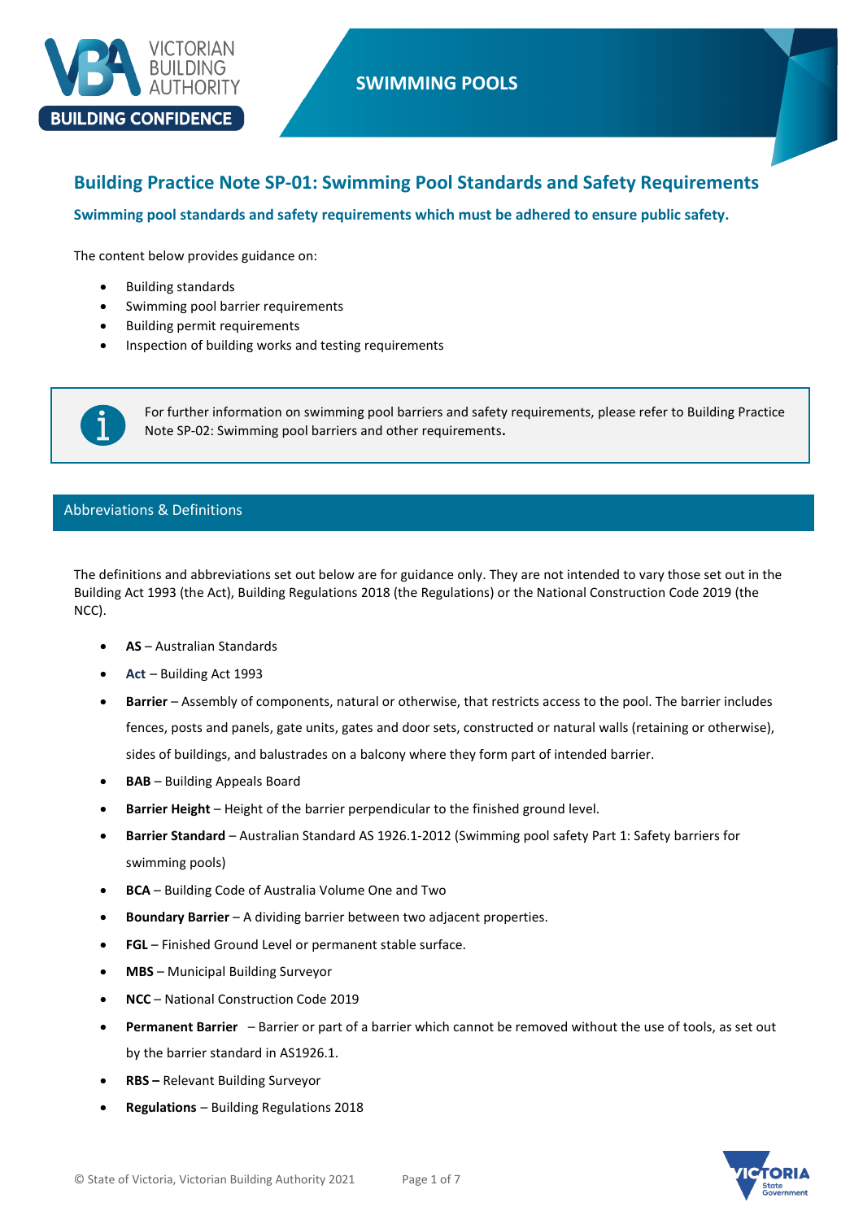# SWIMMING POOLS

## Building Practice Note SP-01: Swimming Pool Standards and Safety Requirements

**Swimming pool standards and safety requirements which must be adhered to ensure public safety.**

The content below provides guidance on:

- Building standards
- Swimming pool barrier requirements
- Building permit requirements
- Inspection of building works and testing requirements

For further information on swimming pool barriers and safety requirements, please refer to Building Practice Note SP-02: Swimming pool barriers and other requirements**.**

## Abbreviations & Definitions

The definitions and abbreviations set out below are for guidance only. They are not intended to vary those set out in the Building Act 1993 (the Act), Building Regulations 2018 (the Regulations) or the National Construction Code 2019 (the NCC).

- **AS** – Australian Standards
- **Act** – Building Act 1993
- **Barrier** – Assembly of components, natural or otherwise, that restricts access to the pool. The barrier includes fences, posts and panels, gate units, gates and door sets, constructed or natural walls (retaining or otherwise), sides of buildings, and balustrades on a balcony where they form part of intended barrier.
- **BAB** – Building Appeals Board
- **Barrier Height** – Height of the barrier perpendicular to the finished ground level.
- **Barrier Standard** – Australian Standard AS 1926.1-2012 (Swimming pool safety Part 1: Safety barriers for swimming pools)
- **BCA** – Building Code of Australia Volume One and Two
- **Boundary Barrier** – A dividing barrier between two adjacent properties.
- **FGL** – Finished Ground Level or permanent stable surface.
- **MBS** – Municipal Building Surveyor
- **NCC** – National Construction Code 2019
- **Permanent Barrier** – Barrier or part of a barrier which cannot be removed without the use of tools, as set out by the barrier standard in AS1926.1.
- **RBS –** Relevant Building Surveyor
- **Regulations** – Building Regulations 2018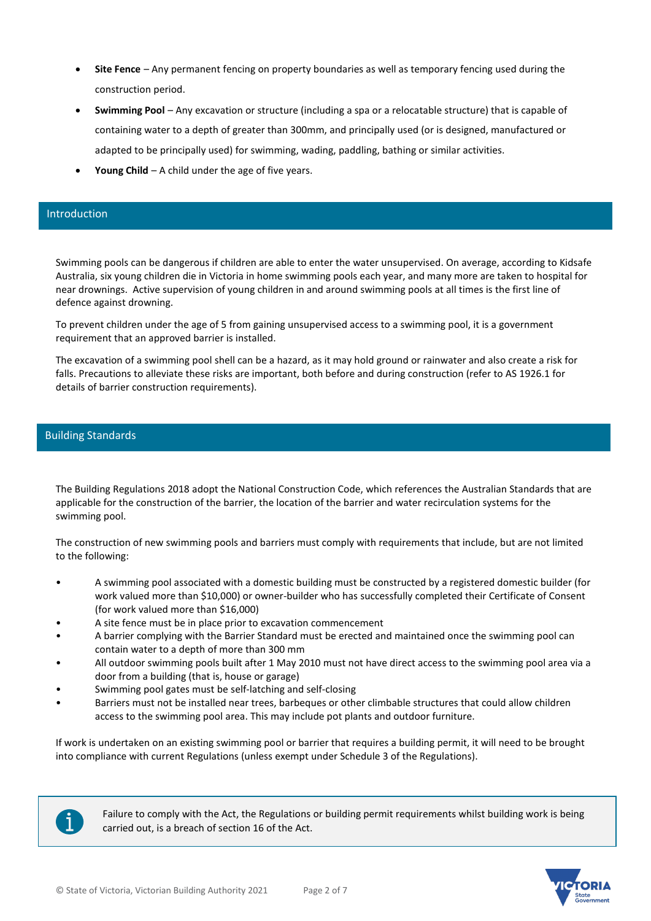- **Site Fence** – Any permanent fencing on property boundaries as well as temporary fencing used during the construction period.
- **Swimming Pool** – Any excavation or structure (including a spa or a relocatable structure) that is capable of containing water to a depth of greater than 300mm, and principally used (or is designed, manufactured or adapted to be principally used) for swimming, wading, paddling, bathing or similar activities.
- **Young Child** – A child under the age of five years.

## Introduction

Swimming pools can be dangerous if children are able to enter the water unsupervised. On average, according to Kidsafe Australia, six young children die in Victoria in home swimming pools each year, and many more are taken to hospital for near drownings. Active supervision of young children in and around swimming pools at all times is the first line of defence against drowning.

To prevent children under the age of 5 from gaining unsupervised access to a swimming pool, it is a government requirement that an approved barrier is installed.

The excavation of a swimming pool shell can be a hazard, as it may hold ground or rainwater and also create a risk for falls. Precautions to alleviate these risks are important, both before and during construction (refer to AS 1926.1 for details of barrier construction requirements).

## Building Standards

The Building Regulations 2018 adopt the National Construction Code, which references the Australian Standards that are applicable for the construction of the barrier, the location of the barrier and water recirculation systems for the swimming pool.

The construction of new swimming pools and barriers must comply with requirements that include, but are not limited to the following:

- A swimming pool associated with a domestic building must be constructed by a registered domestic builder (for work valued more than $10,000) or owner-builder who has successfully completed their Certificate of Consent (for work valued more than $16,000)
- A site fence must be in place prior to excavation commencement
- A barrier complying with the Barrier Standard must be erected and maintained once the swimming pool can contain water to a depth of more than 300 mm
- All outdoor swimming pools built after 1 May 2010 must not have direct access to the swimming pool area via a door from a building (that is, house or garage)
- Swimming pool gates must be self-latching and self-closing
- Barriers must not be installed near trees, barbeques or other climbable structures that could allow children access to the swimming pool area. This may include pot plants and outdoor furniture.

If work is undertaken on an existing swimming pool or barrier that requires a building permit, it will need to be brought into compliance with current Regulations (unless exempt under Schedule 3 of the Regulations).

> Failure to comply with the Act, the Regulations or building permit requirements whilst building work is being carried out, is a breach of section 16 of the Act.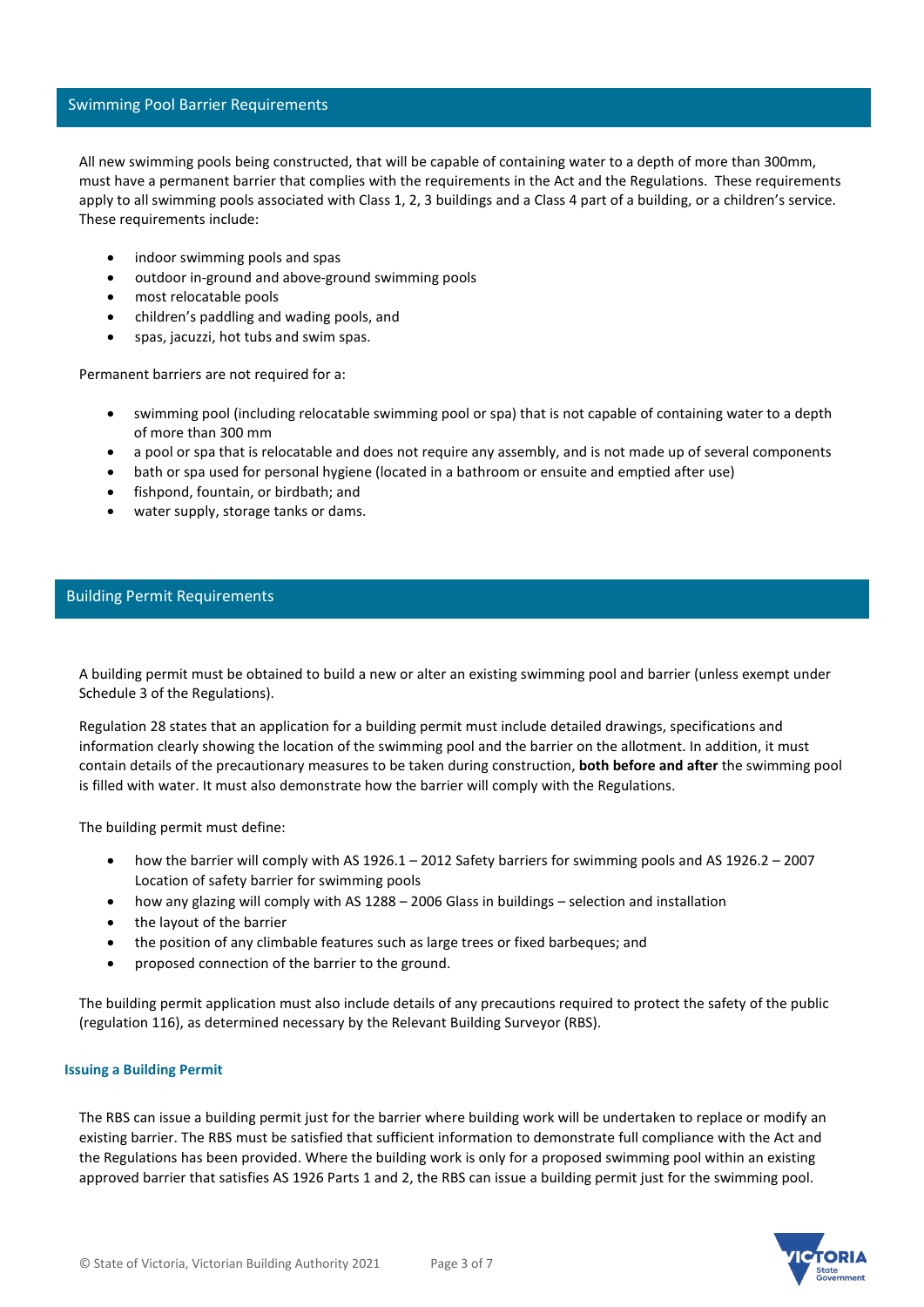## Swimming Pool Barrier Requirements

All new swimming pools being constructed, that will be capable of containing water to a depth of more than 300mm, must have a permanent barrier that complies with the requirements in the Act and the Regulations. These requirements apply to all swimming pools associated with Class 1, 2, 3 buildings and a Class 4 part of a building, or a children's service. These requirements include:

- indoor swimming pools and spas
- outdoor in-ground and above-ground swimming pools
- most relocatable pools
- children's paddling and wading pools, and
- spas, jacuzzi, hot tubs and swim spas.

Permanent barriers are not required for a:

- swimming pool (including relocatable swimming pool or spa) that is not capable of containing water to a depth of more than 300 mm
- a pool or spa that is relocatable and does not require any assembly, and is not made up of several components
- bath or spa used for personal hygiene (located in a bathroom or ensuite and emptied after use)
- fishpond, fountain, or birdbath; and
- water supply, storage tanks or dams.

## Building Permit Requirements

A building permit must be obtained to build a new or alter an existing swimming pool and barrier (unless exempt under Schedule 3 of the Regulations).

Regulation 28 states that an application for a building permit must include detailed drawings, specifications and information clearly showing the location of the swimming pool and the barrier on the allotment. In addition, it must contain details of the precautionary measures to be taken during construction, **both before and after** the swimming pool is filled with water. It must also demonstrate how the barrier will comply with the Regulations.

The building permit must define:

- how the barrier will comply with AS 1926.1 – 2012 Safety barriers for swimming pools and AS 1926.2 – 2007 Location of safety barrier for swimming pools
- how any glazing will comply with AS 1288 – 2006 Glass in buildings – selection and installation
- the layout of the barrier
- the position of any climbable features such as large trees or fixed barbeques; and
- proposed connection of the barrier to the ground.

The building permit application must also include details of any precautions required to protect the safety of the public (regulation 116), as determined necessary by the Relevant Building Surveyor (RBS).

### Issuing a Building Permit

The RBS can issue a building permit just for the barrier where building work will be undertaken to replace or modify an existing barrier. The RBS must be satisfied that sufficient information to demonstrate full compliance with the Act and the Regulations has been provided. Where the building work is only for a proposed swimming pool within an existing approved barrier that satisfies AS 1926 Parts 1 and 2, the RBS can issue a building permit just for the swimming pool.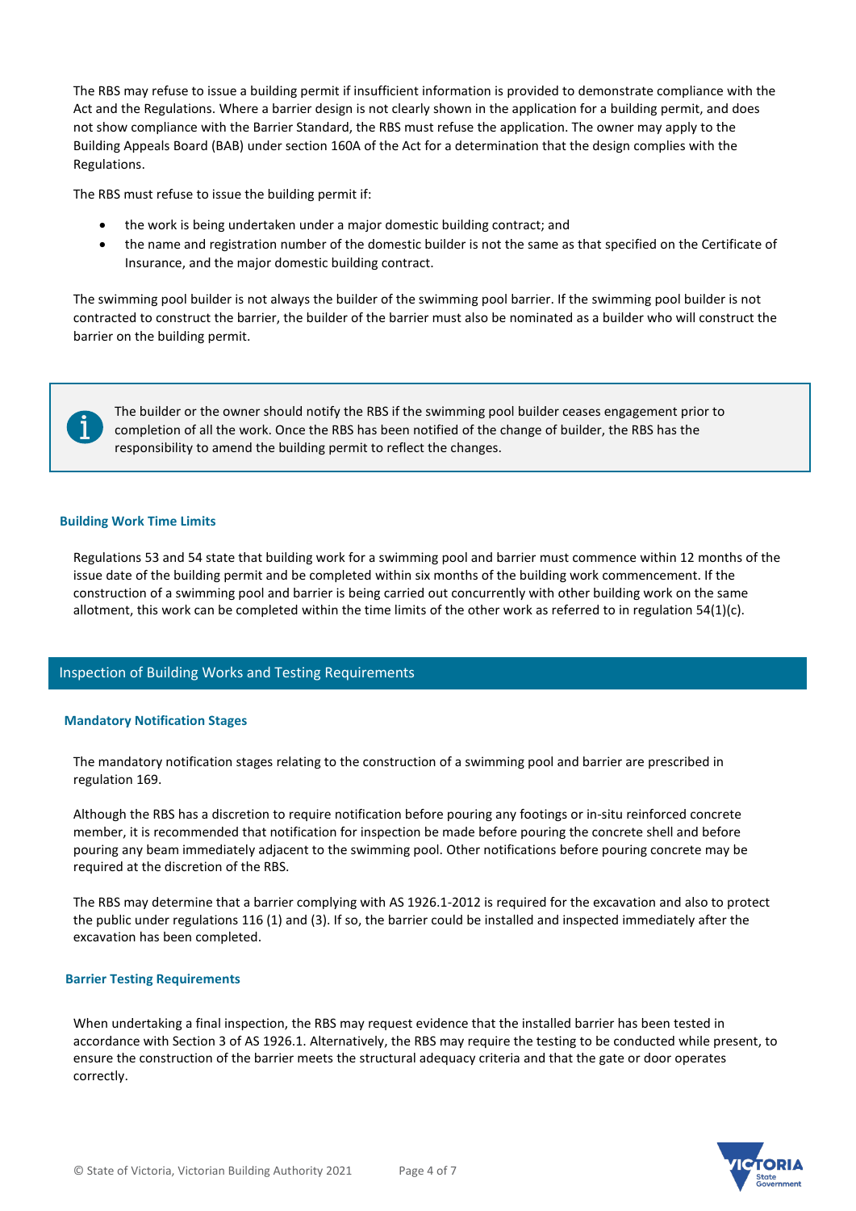The RBS may refuse to issue a building permit if insufficient information is provided to demonstrate compliance with the Act and the Regulations. Where a barrier design is not clearly shown in the application for a building permit, and does not show compliance with the Barrier Standard, the RBS must refuse the application. The owner may apply to the Building Appeals Board (BAB) under section 160A of the Act for a determination that the design complies with the Regulations.

The RBS must refuse to issue the building permit if:

- the work is being undertaken under a major domestic building contract; and
- the name and registration number of the domestic builder is not the same as that specified on the Certificate of Insurance, and the major domestic building contract.

The swimming pool builder is not always the builder of the swimming pool barrier. If the swimming pool builder is not contracted to construct the barrier, the builder of the barrier must also be nominated as a builder who will construct the barrier on the building permit.

> The builder or the owner should notify the RBS if the swimming pool builder ceases engagement prior to completion of all the work. Once the RBS has been notified of the change of builder, the RBS has the responsibility to amend the building permit to reflect the changes.

### Building Work Time Limits

Regulations 53 and 54 state that building work for a swimming pool and barrier must commence within 12 months of the issue date of the building permit and be completed within six months of the building work commencement. If the construction of a swimming pool and barrier is being carried out concurrently with other building work on the same allotment, this work can be completed within the time limits of the other work as referred to in regulation 54(1)(c).

## Inspection of Building Works and Testing Requirements

### Mandatory Notification Stages

The mandatory notification stages relating to the construction of a swimming pool and barrier are prescribed in regulation 169.

Although the RBS has a discretion to require notification before pouring any footings or in-situ reinforced concrete member, it is recommended that notification for inspection be made before pouring the concrete shell and before pouring any beam immediately adjacent to the swimming pool. Other notifications before pouring concrete may be required at the discretion of the RBS.

The RBS may determine that a barrier complying with AS 1926.1-2012 is required for the excavation and also to protect the public under regulations 116 (1) and (3). If so, the barrier could be installed and inspected immediately after the excavation has been completed.

### Barrier Testing Requirements

When undertaking a final inspection, the RBS may request evidence that the installed barrier has been tested in accordance with Section 3 of AS 1926.1. Alternatively, the RBS may require the testing to be conducted while present, to ensure the construction of the barrier meets the structural adequacy criteria and that the gate or door operates correctly.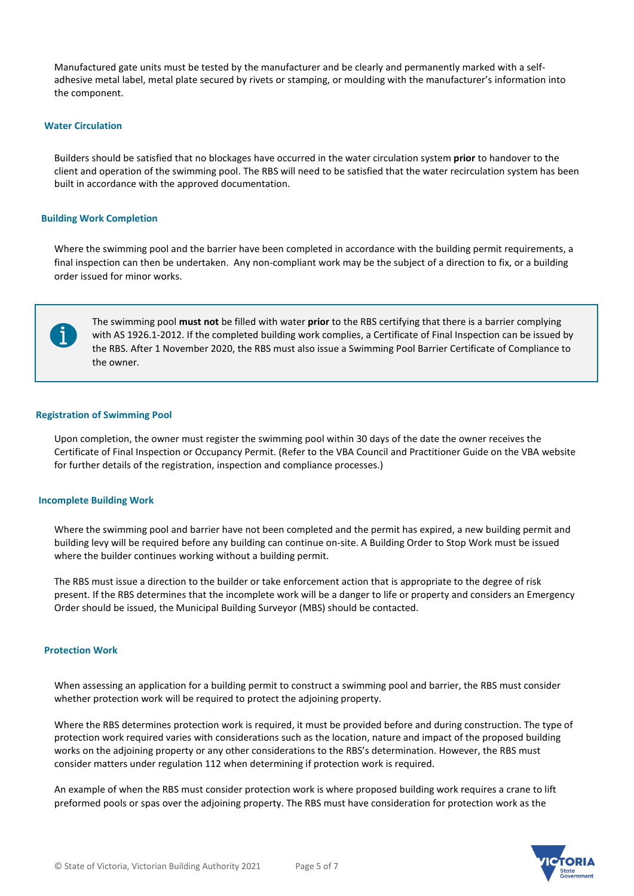Manufactured gate units must be tested by the manufacturer and be clearly and permanently marked with a self-adhesive metal label, metal plate secured by rivets or stamping, or moulding with the manufacturer's information into the component.

### Water Circulation

Builders should be satisfied that no blockages have occurred in the water circulation system **prior** to handover to the client and operation of the swimming pool. The RBS will need to be satisfied that the water recirculation system has been built in accordance with the approved documentation.

### Building Work Completion

Where the swimming pool and the barrier have been completed in accordance with the building permit requirements, a final inspection can then be undertaken. Any non-compliant work may be the subject of a direction to fix, or a building order issued for minor works.

> The swimming pool **must not** be filled with water **prior** to the RBS certifying that there is a barrier complying with AS 1926.1-2012. If the completed building work complies, a Certificate of Final Inspection can be issued by the RBS. After 1 November 2020, the RBS must also issue a Swimming Pool Barrier Certificate of Compliance to the owner.

### Registration of Swimming Pool

Upon completion, the owner must register the swimming pool within 30 days of the date the owner receives the Certificate of Final Inspection or Occupancy Permit. (Refer to the VBA Council and Practitioner Guide on the VBA website for further details of the registration, inspection and compliance processes.)

### Incomplete Building Work

Where the swimming pool and barrier have not been completed and the permit has expired, a new building permit and building levy will be required before any building can continue on-site. A Building Order to Stop Work must be issued where the builder continues working without a building permit.

The RBS must issue a direction to the builder or take enforcement action that is appropriate to the degree of risk present. If the RBS determines that the incomplete work will be a danger to life or property and considers an Emergency Order should be issued, the Municipal Building Surveyor (MBS) should be contacted.

### Protection Work

When assessing an application for a building permit to construct a swimming pool and barrier, the RBS must consider whether protection work will be required to protect the adjoining property.

Where the RBS determines protection work is required, it must be provided before and during construction. The type of protection work required varies with considerations such as the location, nature and impact of the proposed building works on the adjoining property or any other considerations to the RBS's determination. However, the RBS must consider matters under regulation 112 when determining if protection work is required.

An example of when the RBS must consider protection work is where proposed building work requires a crane to lift preformed pools or spas over the adjoining property. The RBS must have consideration for protection work as the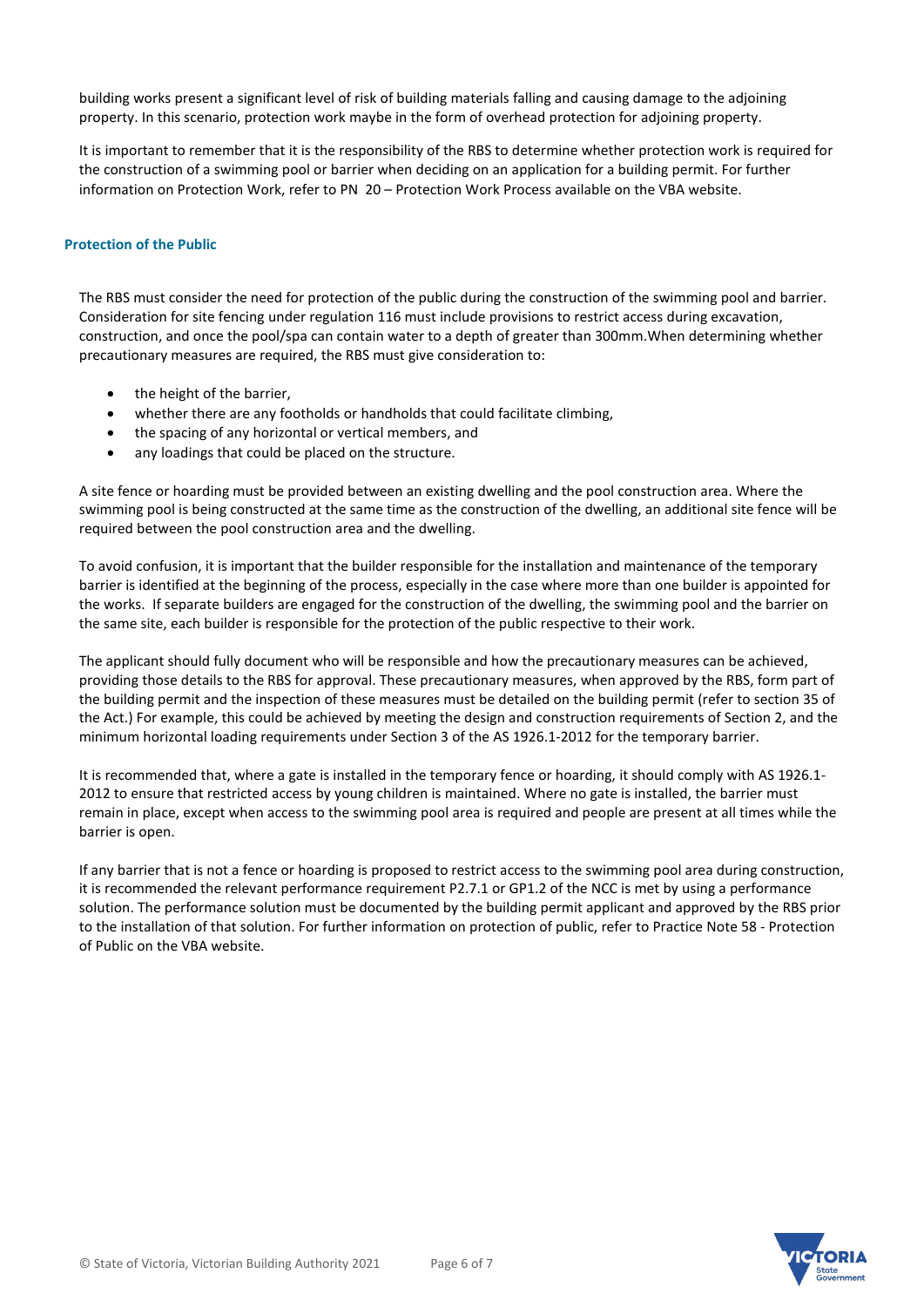building works present a significant level of risk of building materials falling and causing damage to the adjoining property. In this scenario, protection work maybe in the form of overhead protection for adjoining property.

It is important to remember that it is the responsibility of the RBS to determine whether protection work is required for the construction of a swimming pool or barrier when deciding on an application for a building permit. For further information on Protection Work, refer to PN 20 – Protection Work Process available on the VBA website.

### Protection of the Public

The RBS must consider the need for protection of the public during the construction of the swimming pool and barrier. Consideration for site fencing under regulation 116 must include provisions to restrict access during excavation, construction, and once the pool/spa can contain water to a depth of greater than 300mm.When determining whether precautionary measures are required, the RBS must give consideration to:

- the height of the barrier,
- whether there are any footholds or handholds that could facilitate climbing,
- the spacing of any horizontal or vertical members, and
- any loadings that could be placed on the structure.

A site fence or hoarding must be provided between an existing dwelling and the pool construction area. Where the swimming pool is being constructed at the same time as the construction of the dwelling, an additional site fence will be required between the pool construction area and the dwelling.

To avoid confusion, it is important that the builder responsible for the installation and maintenance of the temporary barrier is identified at the beginning of the process, especially in the case where more than one builder is appointed for the works. If separate builders are engaged for the construction of the dwelling, the swimming pool and the barrier on the same site, each builder is responsible for the protection of the public respective to their work.

The applicant should fully document who will be responsible and how the precautionary measures can be achieved, providing those details to the RBS for approval. These precautionary measures, when approved by the RBS, form part of the building permit and the inspection of these measures must be detailed on the building permit (refer to section 35 of the Act.) For example, this could be achieved by meeting the design and construction requirements of Section 2, and the minimum horizontal loading requirements under Section 3 of the AS 1926.1-2012 for the temporary barrier.

It is recommended that, where a gate is installed in the temporary fence or hoarding, it should comply with AS 1926.1-2012 to ensure that restricted access by young children is maintained. Where no gate is installed, the barrier must remain in place, except when access to the swimming pool area is required and people are present at all times while the barrier is open.

If any barrier that is not a fence or hoarding is proposed to restrict access to the swimming pool area during construction, it is recommended the relevant performance requirement P2.7.1 or GP1.2 of the NCC is met by using a performance solution. The performance solution must be documented by the building permit applicant and approved by the RBS prior to the installation of that solution. For further information on protection of public, refer to Practice Note 58 - Protection of Public on the VBA website.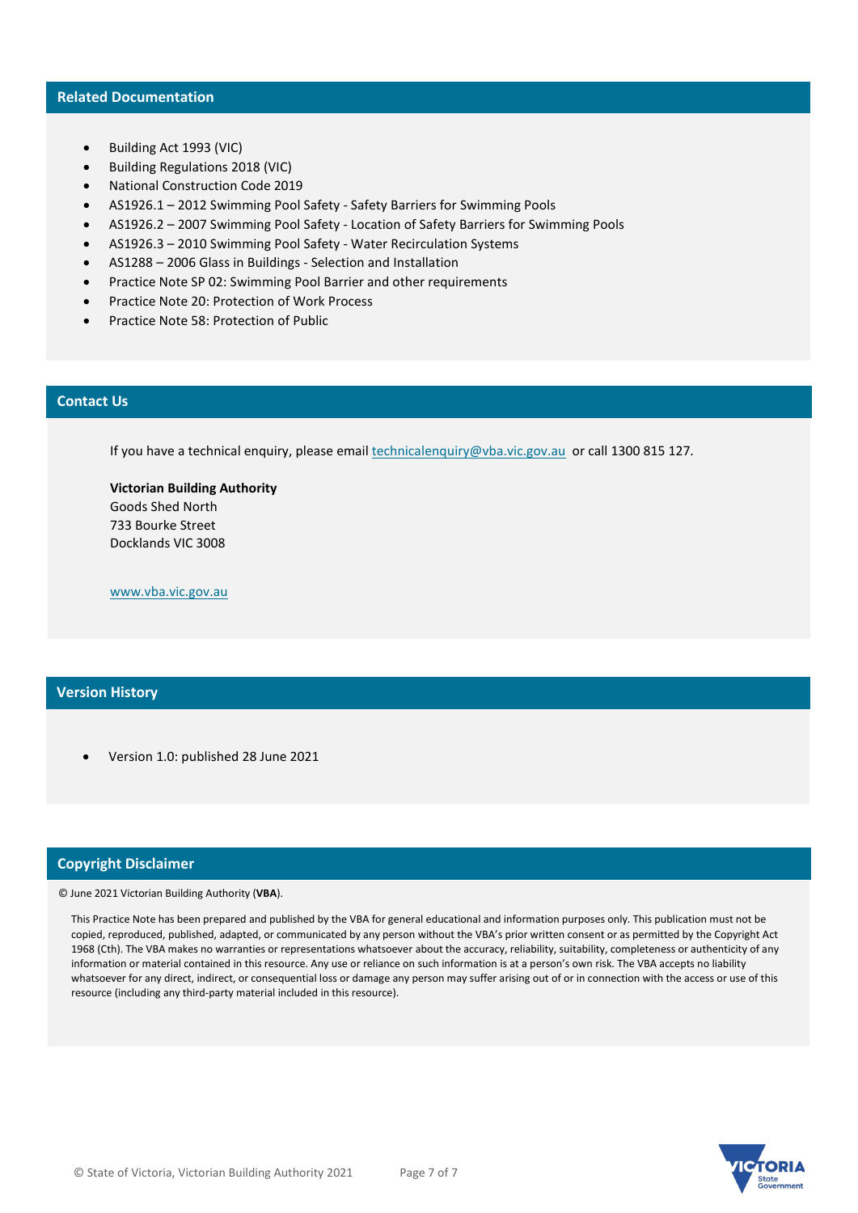## Related Documentation

- Building Act 1993 (VIC)
- Building Regulations 2018 (VIC)
- National Construction Code 2019
- AS1926.1 – 2012 Swimming Pool Safety - Safety Barriers for Swimming Pools
- AS1926.2 – 2007 Swimming Pool Safety - Location of Safety Barriers for Swimming Pools
- AS1926.3 – 2010 Swimming Pool Safety - Water Recirculation Systems
- AS1288 – 2006 Glass in Buildings - Selection and Installation
- Practice Note SP 02: Swimming Pool Barrier and other requirements
- Practice Note 20: Protection of Work Process
- Practice Note 58: Protection of Public

## Contact Us

If you have a technical enquiry, please email technicalenquiry@vba.vic.gov.au or call 1300 815 127.

**Victorian Building Authority**
Goods Shed North
733 Bourke Street
Docklands VIC 3008

www.vba.vic.gov.au

## Version History

- Version 1.0: published 28 June 2021

## Copyright Disclaimer

© June 2021 Victorian Building Authority (**VBA**).

This Practice Note has been prepared and published by the VBA for general educational and information purposes only. This publication must not be copied, reproduced, published, adapted, or communicated by any person without the VBA's prior written consent or as permitted by the Copyright Act 1968 (Cth). The VBA makes no warranties or representations whatsoever about the accuracy, reliability, suitability, completeness or authenticity of any information or material contained in this resource. Any use or reliance on such information is at a person's own risk. The VBA accepts no liability whatsoever for any direct, indirect, or consequential loss or damage any person may suffer arising out of or in connection with the access or use of this resource (including any third-party material included in this resource).